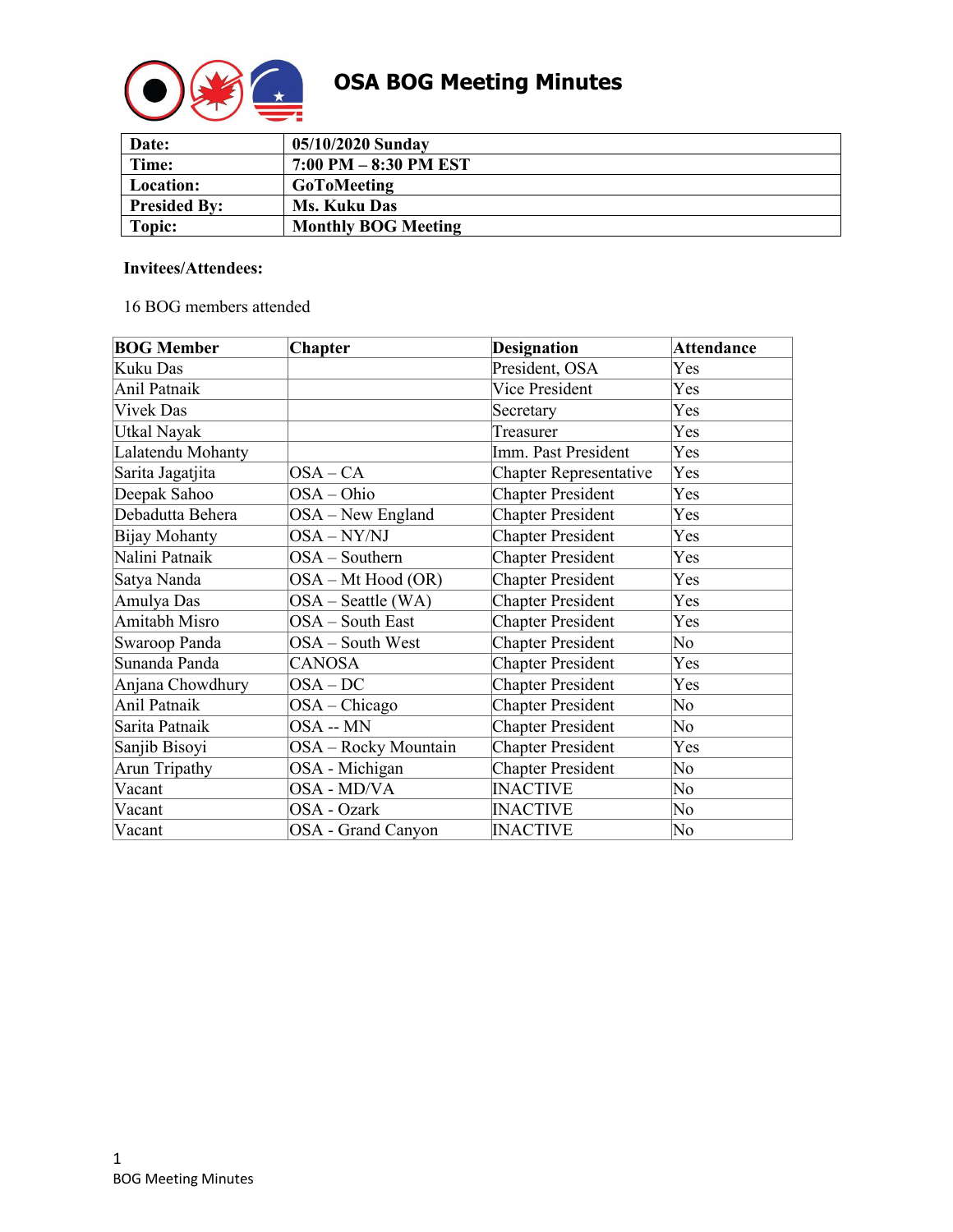# OSA BOG Meeting Minutes

| | |
|---|---|
| **Date:** | **05/10/2020 Sunday** |
| **Time:** | **7:00 PM – 8:30 PM EST** |
| **Location:** | **GoToMeeting** |
| **Presided By:** | **Ms. Kuku Das** |
| **Topic:** | **Monthly BOG Meeting** |

**Invitees/Attendees:**

16 BOG members attended

| BOG Member | Chapter | Designation | Attendance |
|---|---|---|---|
| Kuku Das | | President, OSA | Yes |
| Anil Patnaik | | Vice President | Yes |
| Vivek Das | | Secretary | Yes |
| Utkal Nayak | | Treasurer | Yes |
| Lalatendu Mohanty | | Imm. Past President | Yes |
| Sarita Jagatjita | OSA – CA | Chapter Representative | Yes |
| Deepak Sahoo | OSA – Ohio | Chapter President | Yes |
| Debadutta Behera | OSA – New England | Chapter President | Yes |
| Bijay Mohanty | OSA – NY/NJ | Chapter President | Yes |
| Nalini Patnaik | OSA – Southern | Chapter President | Yes |
| Satya Nanda | OSA – Mt Hood (OR) | Chapter President | Yes |
| Amulya Das | OSA – Seattle (WA) | Chapter President | Yes |
| Amitabh Misro | OSA – South East | Chapter President | Yes |
| Swaroop Panda | OSA – South West | Chapter President | No |
| Sunanda Panda | CANOSA | Chapter President | Yes |
| Anjana Chowdhury | OSA – DC | Chapter President | Yes |
| Anil Patnaik | OSA – Chicago | Chapter President | No |
| Sarita Patnaik | OSA -- MN | Chapter President | No |
| Sanjib Bisoyi | OSA – Rocky Mountain | Chapter President | Yes |
| Arun Tripathy | OSA - Michigan | Chapter President | No |
| Vacant | OSA - MD/VA | INACTIVE | No |
| Vacant | OSA - Ozark | INACTIVE | No |
| Vacant | OSA - Grand Canyon | INACTIVE | No |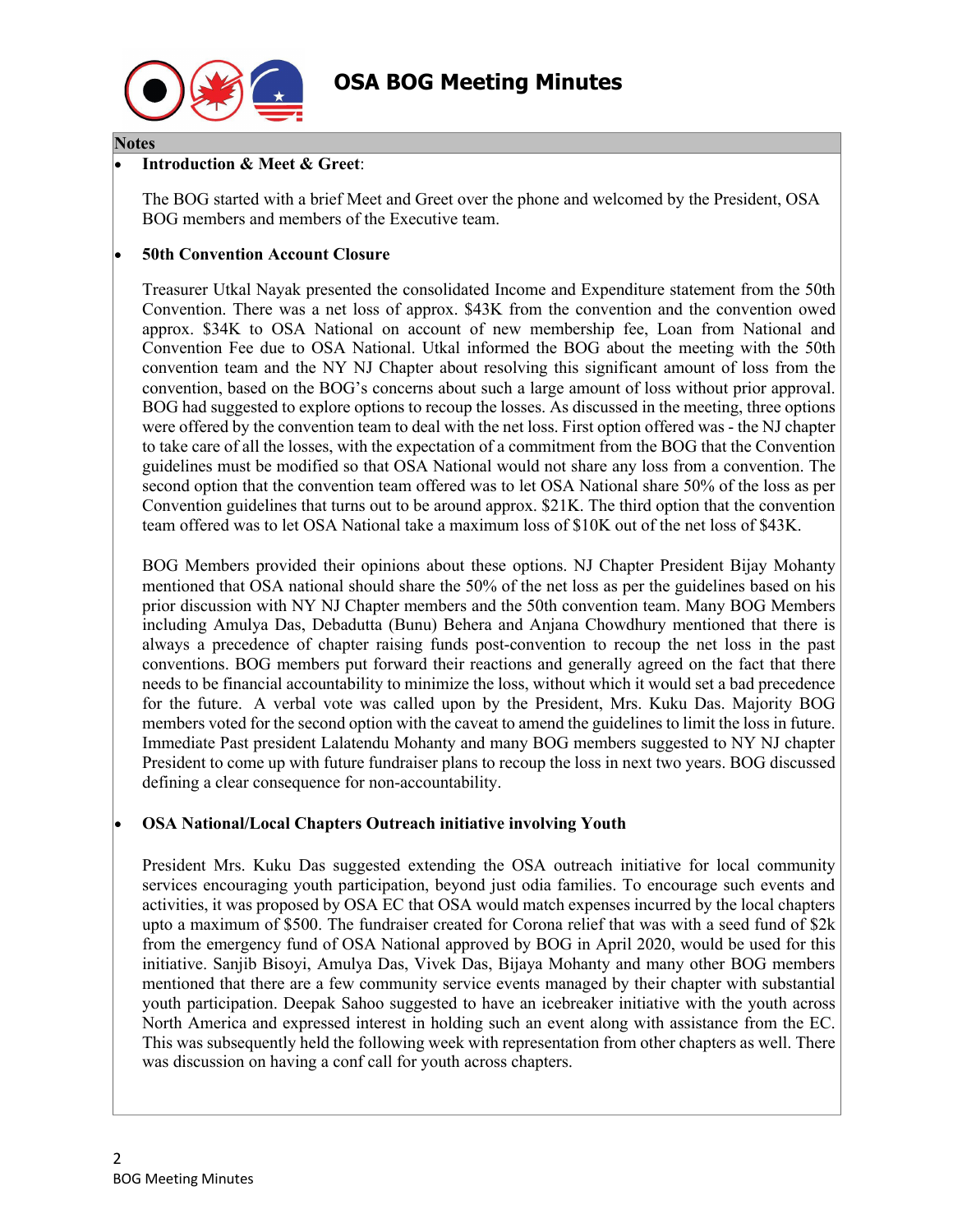**Notes**

- **Introduction & Meet & Greet**:

  The BOG started with a brief Meet and Greet over the phone and welcomed by the President, OSA BOG members and members of the Executive team.

- **50th Convention Account Closure**

  Treasurer Utkal Nayak presented the consolidated Income and Expenditure statement from the 50th Convention. There was a net loss of approx. $43K from the convention and the convention owed approx. $34K to OSA National on account of new membership fee, Loan from National and Convention Fee due to OSA National. Utkal informed the BOG about the meeting with the 50th convention team and the NY NJ Chapter about resolving this significant amount of loss from the convention, based on the BOG's concerns about such a large amount of loss without prior approval. BOG had suggested to explore options to recoup the losses. As discussed in the meeting, three options were offered by the convention team to deal with the net loss. First option offered was - the NJ chapter to take care of all the losses, with the expectation of a commitment from the BOG that the Convention guidelines must be modified so that OSA National would not share any loss from a convention. The second option that the convention team offered was to let OSA National share 50% of the loss as per Convention guidelines that turns out to be around approx. $21K. The third option that the convention team offered was to let OSA National take a maximum loss of $10K out of the net loss of $43K.

  BOG Members provided their opinions about these options. NJ Chapter President Bijay Mohanty mentioned that OSA national should share the 50% of the net loss as per the guidelines based on his prior discussion with NY NJ Chapter members and the 50th convention team. Many BOG Members including Amulya Das, Debadutta (Bunu) Behera and Anjana Chowdhury mentioned that there is always a precedence of chapter raising funds post-convention to recoup the net loss in the past conventions. BOG members put forward their reactions and generally agreed on the fact that there needs to be financial accountability to minimize the loss, without which it would set a bad precedence for the future. A verbal vote was called upon by the President, Mrs. Kuku Das. Majority BOG members voted for the second option with the caveat to amend the guidelines to limit the loss in future. Immediate Past president Lalatendu Mohanty and many BOG members suggested to NY NJ chapter President to come up with future fundraiser plans to recoup the loss in next two years. BOG discussed defining a clear consequence for non-accountability.

- **OSA National/Local Chapters Outreach initiative involving Youth**

  President Mrs. Kuku Das suggested extending the OSA outreach initiative for local community services encouraging youth participation, beyond just odia families. To encourage such events and activities, it was proposed by OSA EC that OSA would match expenses incurred by the local chapters upto a maximum of $500. The fundraiser created for Corona relief that was with a seed fund of $2k from the emergency fund of OSA National approved by BOG in April 2020, would be used for this initiative. Sanjib Bisoyi, Amulya Das, Vivek Das, Bijaya Mohanty and many other BOG members mentioned that there are a few community service events managed by their chapter with substantial youth participation. Deepak Sahoo suggested to have an icebreaker initiative with the youth across North America and expressed interest in holding such an event along with assistance from the EC. This was subsequently held the following week with representation from other chapters as well. There was discussion on having a conf call for youth across chapters.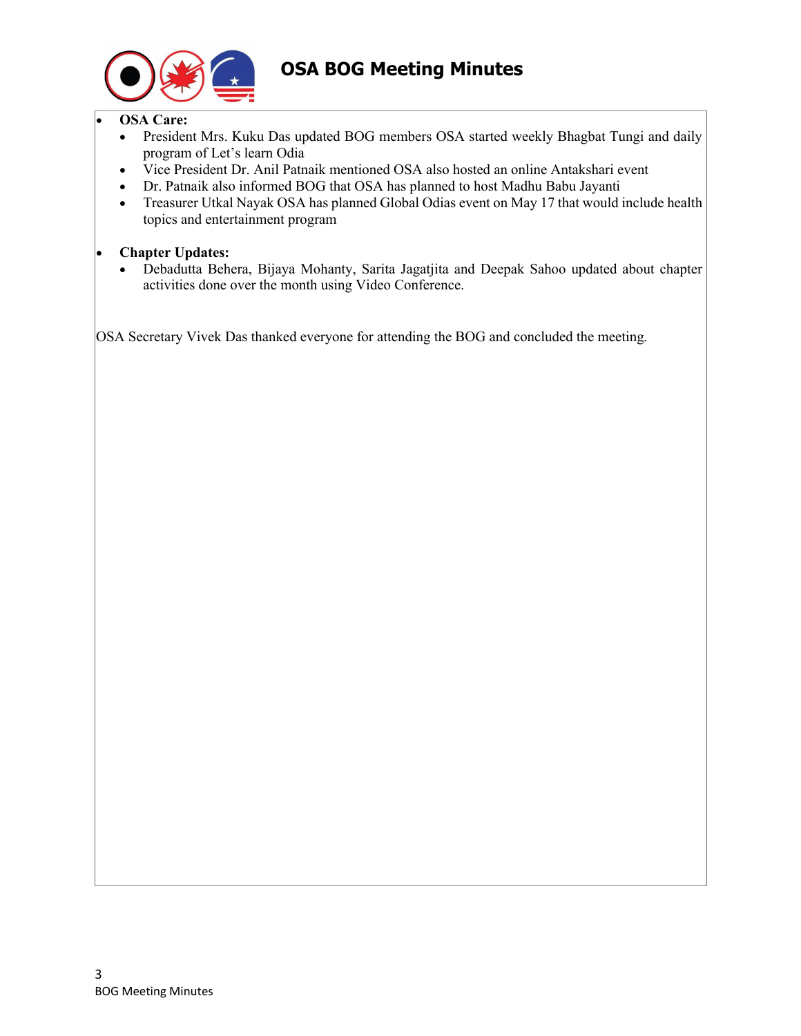- **OSA Care:**
  - President Mrs. Kuku Das updated BOG members OSA started weekly Bhagbat Tungi and daily program of Let's learn Odia
  - Vice President Dr. Anil Patnaik mentioned OSA also hosted an online Antakshari event
  - Dr. Patnaik also informed BOG that OSA has planned to host Madhu Babu Jayanti
  - Treasurer Utkal Nayak OSA has planned Global Odias event on May 17 that would include health topics and entertainment program

- **Chapter Updates:**
  - Debadutta Behera, Bijaya Mohanty, Sarita Jagatjita and Deepak Sahoo updated about chapter activities done over the month using Video Conference.

OSA Secretary Vivek Das thanked everyone for attending the BOG and concluded the meeting.